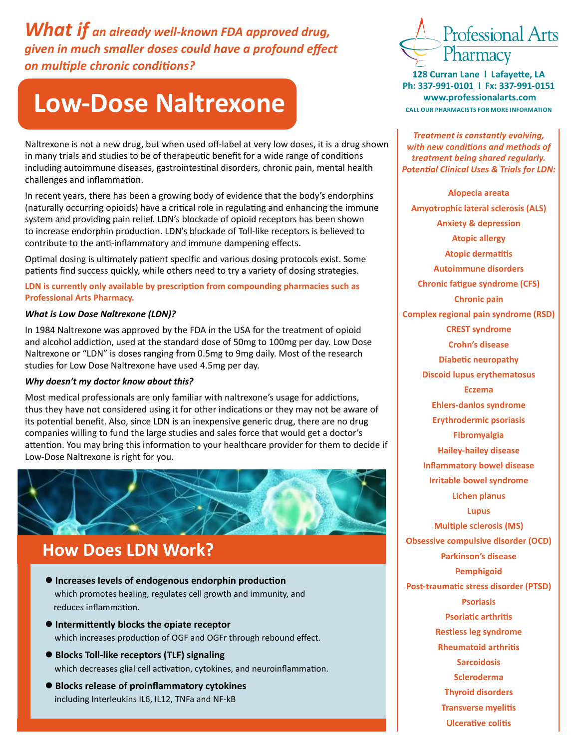***What if** an already well-known FDA approved drug, given in much smaller doses could have a profound effect on multiple chronic conditions?*

# Low-Dose Naltrexone

Naltrexone is not a new drug, but when used off-label at very low doses, it is a drug shown in many trials and studies to be of therapeutic benefit for a wide range of conditions including autoimmune diseases, gastrointestinal disorders, chronic pain, mental health challenges and inflammation.

In recent years, there has been a growing body of evidence that the body's endorphins (naturally occurring opioids) have a critical role in regulating and enhancing the immune system and providing pain relief. LDN's blockade of opioid receptors has been shown to increase endorphin production. LDN's blockade of Toll-like receptors is believed to contribute to the anti-inflammatory and immune dampening effects.

Optimal dosing is ultimately patient specific and various dosing protocols exist. Some patients find success quickly, while others need to try a variety of dosing strategies.

**LDN is currently only available by prescription from compounding pharmacies such as Professional Arts Pharmacy.**

***What is Low Dose Naltrexone (LDN)?***

In 1984 Naltrexone was approved by the FDA in the USA for the treatment of opioid and alcohol addiction, used at the standard dose of 50mg to 100mg per day. Low Dose Naltrexone or "LDN" is doses ranging from 0.5mg to 9mg daily. Most of the research studies for Low Dose Naltrexone have used 4.5mg per day.

***Why doesn't my doctor know about this?***

Most medical professionals are only familiar with naltrexone's usage for addictions, thus they have not considered using it for other indications or they may not be aware of its potential benefit. Also, since LDN is an inexpensive generic drug, there are no drug companies willing to fund the large studies and sales force that would get a doctor's attention. You may bring this information to your healthcare provider for them to decide if Low-Dose Naltrexone is right for you.

## How Does LDN Work?

- **Increases levels of endogenous endorphin production** which promotes healing, regulates cell growth and immunity, and reduces inflammation.
- **Intermittently blocks the opiate receptor** which increases production of OGF and OGFr through rebound effect.
- **Blocks Toll-like receptors (TLF) signaling** which decreases glial cell activation, cytokines, and neuroinflammation.
- **Blocks release of proinflammatory cytokines** including Interleukins IL6, IL12, TNFa and NF-kB

Professional Arts Pharmacy

**128 Curran Lane | Lafayette, LA**
**Ph: 337-991-0101 | Fx: 337-991-0151**
**www.professionalarts.com**
**CALL OUR PHARMACISTS FOR MORE INFORMATION**

***Treatment is constantly evolving, with new conditions and methods of treatment being shared regularly. Potential Clinical Uses & Trials for LDN:***

- Alopecia areata
- Amyotrophic lateral sclerosis (ALS)
- Anxiety & depression
- Atopic allergy
- Atopic dermatitis
- Autoimmune disorders
- Chronic fatigue syndrome (CFS)
- Chronic pain
- Complex regional pain syndrome (RSD)
- CREST syndrome
- Crohn's disease
- Diabetic neuropathy
- Discoid lupus erythematosus
- Eczema
- Ehlers-danlos syndrome
- Erythrodermic psoriasis
- Fibromyalgia
- Hailey-hailey disease
- Inflammatory bowel disease
- Irritable bowel syndrome
- Lichen planus
- Lupus
- Multiple sclerosis (MS)
- Obsessive compulsive disorder (OCD)
- Parkinson's disease
- Pemphigoid
- Post-traumatic stress disorder (PTSD)
- Psoriasis
- Psoriatic arthritis
- Restless leg syndrome
- Rheumatoid arthritis
- Sarcoidosis
- Scleroderma
- Thyroid disorders
- Transverse myelitis
- Ulcerative colitis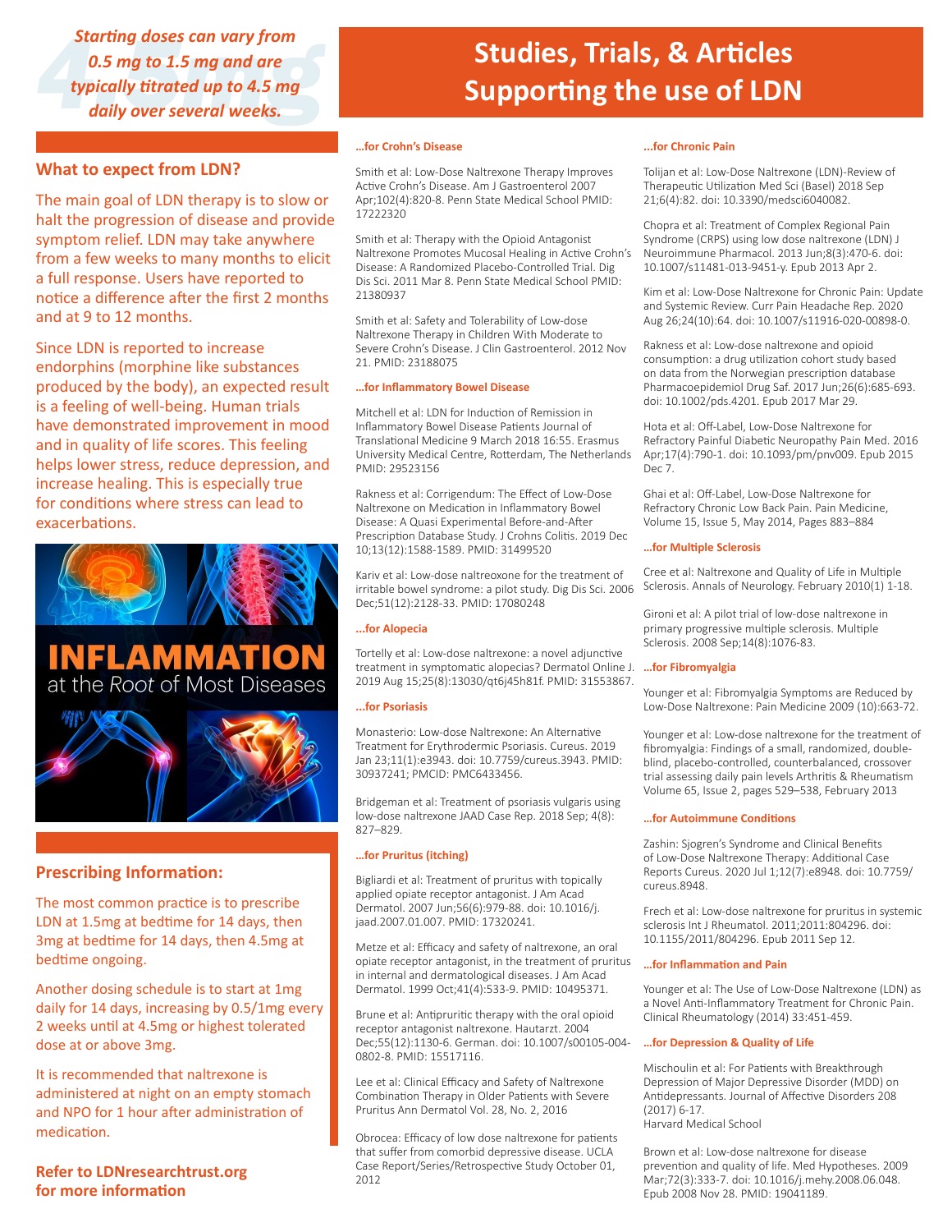*Starting doses can vary from 0.5 mg to 1.5 mg and are typically titrated up to 4.5 mg daily over several weeks.*

## What to expect from LDN?

The main goal of LDN therapy is to slow or halt the progression of disease and provide symptom relief. LDN may take anywhere from a few weeks to many months to elicit a full response. Users have reported to notice a difference after the first 2 months and at 9 to 12 months.

Since LDN is reported to increase endorphins (morphine like substances produced by the body), an expected result is a feeling of well-being. Human trials have demonstrated improvement in mood and in quality of life scores. This feeling helps lower stress, reduce depression, and increase healing. This is especially true for conditions where stress can lead to exacerbations.

INFLAMMATION at the *Root* of Most Diseases

## Prescribing Information:

The most common practice is to prescribe LDN at 1.5mg at bedtime for 14 days, then 3mg at bedtime for 14 days, then 4.5mg at bedtime ongoing.

Another dosing schedule is to start at 1mg daily for 14 days, increasing by 0.5/1mg every 2 weeks until at 4.5mg or highest tolerated dose at or above 3mg.

It is recommended that naltrexone is administered at night on an empty stomach and NPO for 1 hour after administration of medication.

**Refer to LDNresearchtrust.org for more information**

# Studies, Trials, & Articles Supporting the use of LDN

### ...for Crohn's Disease

Smith et al: Low-Dose Naltrexone Therapy Improves Active Crohn's Disease. Am J Gastroenterol 2007 Apr;102(4):820-8. Penn State Medical School PMID: 17222320

Smith et al: Therapy with the Opioid Antagonist Naltrexone Promotes Mucosal Healing in Active Crohn's Disease: A Randomized Placebo-Controlled Trial. Dig Dis Sci. 2011 Mar 8. Penn State Medical School PMID: 21380937

Smith et al: Safety and Tolerability of Low-dose Naltrexone Therapy in Children With Moderate to Severe Crohn's Disease. J Clin Gastroenterol. 2012 Nov 21. PMID: 23188075

### ...for Inflammatory Bowel Disease

Mitchell et al: LDN for Induction of Remission in Inflammatory Bowel Disease Patients Journal of Translational Medicine 9 March 2018 16:55. Erasmus University Medical Centre, Rotterdam, The Netherlands PMID: 29523156

Rakness et al: Corrigendum: The Effect of Low-Dose Naltrexone on Medication in Inflammatory Bowel Disease: A Quasi Experimental Before-and-After Prescription Database Study. J Crohns Colitis. 2019 Dec 10;13(12):1588-1589. PMID: 31499520

Kariv et al: Low-dose naltreoxone for the treatment of irritable bowel syndrome: a pilot study. Dig Dis Sci. 2006 Dec;51(12):2128-33. PMID: 17080248

### ...for Alopecia

Tortelly et al: Low-dose naltrexone: a novel adjunctive treatment in symptomatic alopecias? Dermatol Online J. 2019 Aug 15;25(8):13030/qt6j45h81f. PMID: 31553867.

### ...for Psoriasis

Monasterio: Low-dose Naltrexone: An Alternative Treatment for Erythrodermic Psoriasis. Cureus. 2019 Jan 23;11(1):e3943. doi: 10.7759/cureus.3943. PMID: 30937241; PMCID: PMC6433456.

Bridgeman et al: Treatment of psoriasis vulgaris using low-dose naltrexone JAAD Case Rep. 2018 Sep; 4(8): 827–829.

### ...for Pruritus (itching)

Bigliardi et al: Treatment of pruritus with topically applied opiate receptor antagonist. J Am Acad Dermatol. 2007 Jun;56(6):979-88. doi: 10.1016/j.jaad.2007.01.007. PMID: 17320241.

Metze et al: Efficacy and safety of naltrexone, an oral opiate receptor antagonist, in the treatment of pruritus in internal and dermatological diseases. J Am Acad Dermatol. 1999 Oct;41(4):533-9. PMID: 10495371.

Brune et al: Antipruritic therapy with the oral opioid receptor antagonist naltrexone. Hautarzt. 2004 Dec;55(12):1130-6. German. doi: 10.1007/s00105-004-0802-8. PMID: 15517116.

Lee et al: Clinical Efficacy and Safety of Naltrexone Combination Therapy in Older Patients with Severe Pruritus Ann Dermatol Vol. 28, No. 2, 2016

Obrocea: Efficacy of low dose naltrexone for patients that suffer from comorbid depressive disease. UCLA Case Report/Series/Retrospective Study October 01, 2012

### ...for Chronic Pain

Tolijan et al: Low-Dose Naltrexone (LDN)-Review of Therapeutic Utilization Med Sci (Basel) 2018 Sep 21;6(4):82. doi: 10.3390/medsci6040082.

Chopra et al: Treatment of Complex Regional Pain Syndrome (CRPS) using low dose naltrexone (LDN) J Neuroimmune Pharmacol. 2013 Jun;8(3):470-6. doi: 10.1007/s11481-013-9451-y. Epub 2013 Apr 2.

Kim et al: Low-Dose Naltrexone for Chronic Pain: Update and Systemic Review. Curr Pain Headache Rep. 2020 Aug 26;24(10):64. doi: 10.1007/s11916-020-00898-0.

Rakness et al: Low-dose naltrexone and opioid consumption: a drug utilization cohort study based on data from the Norwegian prescription database Pharmacoepidemiol Drug Saf. 2017 Jun;26(6):685-693. doi: 10.1002/pds.4201. Epub 2017 Mar 29.

Hota et al: Off-Label, Low-Dose Naltrexone for Refractory Painful Diabetic Neuropathy Pain Med. 2016 Apr;17(4):790-1. doi: 10.1093/pm/pnv009. Epub 2015 Dec 7.

Ghai et al: Off-Label, Low-Dose Naltrexone for Refractory Chronic Low Back Pain. Pain Medicine, Volume 15, Issue 5, May 2014, Pages 883–884

### ...for Multiple Sclerosis

Cree et al: Naltrexone and Quality of Life in Multiple Sclerosis. Annals of Neurology. February 2010(1) 1-18.

Gironi et al: A pilot trial of low-dose naltrexone in primary progressive multiple sclerosis. Multiple Sclerosis. 2008 Sep;14(8):1076-83.

### ...for Fibromyalgia

Younger et al: Fibromyalgia Symptoms are Reduced by Low-Dose Naltrexone: Pain Medicine 2009 (10):663-72.

Younger et al: Low-dose naltrexone for the treatment of fibromyalgia: Findings of a small, randomized, double-blind, placebo-controlled, counterbalanced, crossover trial assessing daily pain levels Arthritis & Rheumatism Volume 65, Issue 2, pages 529–538, February 2013

### ...for Autoimmune Conditions

Zashin: Sjogren's Syndrome and Clinical Benefits of Low-Dose Naltrexone Therapy: Additional Case Reports Cureus. 2020 Jul 1;12(7):e8948. doi: 10.7759/cureus.8948.

Frech et al: Low-dose naltrexone for pruritus in systemic sclerosis Int J Rheumatol. 2011;2011:804296. doi: 10.1155/2011/804296. Epub 2011 Sep 12.

### ...for Inflammation and Pain

Younger et al: The Use of Low-Dose Naltrexone (LDN) as a Novel Anti-Inflammatory Treatment for Chronic Pain. Clinical Rheumatology (2014) 33:451-459.

### ...for Depression & Quality of Life

Mischoulin et al: For Patients with Breakthrough Depression of Major Depressive Disorder (MDD) on Antidepressants. Journal of Affective Disorders 208 (2017) 6-17.
Harvard Medical School

Brown et al: Low-dose naltrexone for disease prevention and quality of life. Med Hypotheses. 2009 Mar;72(3):333-7. doi: 10.1016/j.mehy.2008.06.048. Epub 2008 Nov 28. PMID: 19041189.